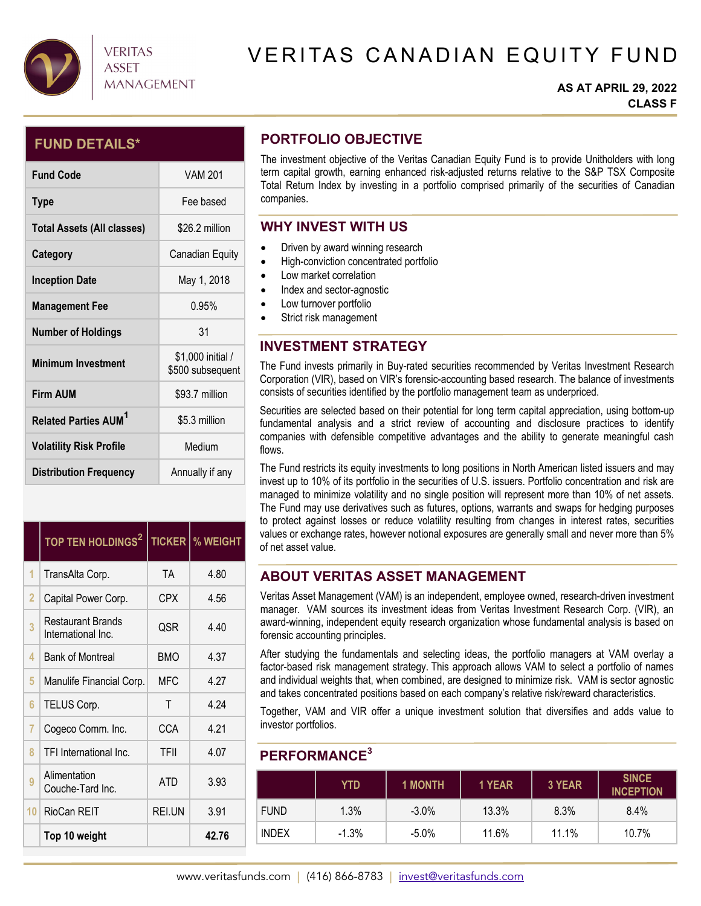VERITAS ASSET MANAGEMENT

# VERITAS CANADIAN EQUITY FUND

**AS AT APRIL 29, 2022**
**CLASS F**

## FUND DETAILS*

| | |
|---|---|
| **Fund Code** | VAM 201 |
| **Type** | Fee based |
| **Total Assets (All classes)** | $26.2 million |
| **Category** | Canadian Equity |
| **Inception Date** | May 1, 2018 |
| **Management Fee** | 0.95% |
| **Number of Holdings** | 31 |
| **Minimum Investment** | $1,000 initial / $500 subsequent |
| **Firm AUM** | $93.7 million |
| **Related Parties AUM[1]** | $5.3 million |
| **Volatility Risk Profile** | Medium |
| **Distribution Frequency** | Annually if any |

| | TOP TEN HOLDINGS[2] | TICKER | % WEIGHT |
|---|---|---|---|
| 1 | TransAlta Corp. | TA | 4.80 |
| 2 | Capital Power Corp. | CPX | 4.56 |
| 3 | Restaurant Brands International Inc. | QSR | 4.40 |
| 4 | Bank of Montreal | BMO | 4.37 |
| 5 | Manulife Financial Corp. | MFC | 4.27 |
| 6 | TELUS Corp. | T | 4.24 |
| 7 | Cogeco Comm. Inc. | CCA | 4.21 |
| 8 | TFI International Inc. | TFII | 4.07 |
| 9 | Alimentation Couche-Tard Inc. | ATD | 3.93 |
| 10 | RioCan REIT | REI.UN | 3.91 |
| | **Top 10 weight** | | **42.76** |

## PORTFOLIO OBJECTIVE

The investment objective of the Veritas Canadian Equity Fund is to provide Unitholders with long term capital growth, earning enhanced risk-adjusted returns relative to the S&P TSX Composite Total Return Index by investing in a portfolio comprised primarily of the securities of Canadian companies.

## WHY INVEST WITH US

- Driven by award winning research
- High-conviction concentrated portfolio
- Low market correlation
- Index and sector-agnostic
- Low turnover portfolio
- Strict risk management

## INVESTMENT STRATEGY

The Fund invests primarily in Buy-rated securities recommended by Veritas Investment Research Corporation (VIR), based on VIR's forensic-accounting based research. The balance of investments consists of securities identified by the portfolio management team as underpriced.

Securities are selected based on their potential for long term capital appreciation, using bottom-up fundamental analysis and a strict review of accounting and disclosure practices to identify companies with defensible competitive advantages and the ability to generate meaningful cash flows.

The Fund restricts its equity investments to long positions in North American listed issuers and may invest up to 10% of its portfolio in the securities of U.S. issuers. Portfolio concentration and risk are managed to minimize volatility and no single position will represent more than 10% of net assets. The Fund may use derivatives such as futures, options, warrants and swaps for hedging purposes to protect against losses or reduce volatility resulting from changes in interest rates, securities values or exchange rates, however notional exposures are generally small and never more than 5% of net asset value.

## ABOUT VERITAS ASSET MANAGEMENT

Veritas Asset Management (VAM) is an independent, employee owned, research-driven investment manager. VAM sources its investment ideas from Veritas Investment Research Corp. (VIR), an award-winning, independent equity research organization whose fundamental analysis is based on forensic accounting principles.

After studying the fundamentals and selecting ideas, the portfolio managers at VAM overlay a factor-based risk management strategy. This approach allows VAM to select a portfolio of names and individual weights that, when combined, are designed to minimize risk. VAM is sector agnostic and takes concentrated positions based on each company's relative risk/reward characteristics.

Together, VAM and VIR offer a unique investment solution that diversifies and adds value to investor portfolios.

## PERFORMANCE[3]

| | YTD | 1 MONTH | 1 YEAR | 3 YEAR | SINCE INCEPTION |
|---|---|---|---|---|---|
| FUND | 1.3% | -3.0% | 13.3% | 8.3% | 8.4% |
| INDEX | -1.3% | -5.0% | 11.6% | 11.1% | 10.7% |

www.veritasfunds.com | (416) 866-8783 | invest@veritasfunds.com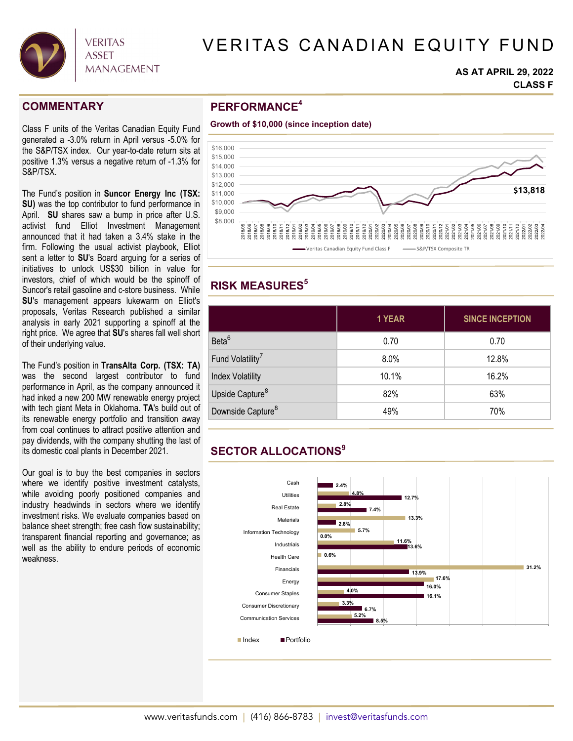# VERITAS CANADIAN EQUITY FUND

**AS AT APRIL 29, 2022**
**CLASS F**

## COMMENTARY

Class F units of the Veritas Canadian Equity Fund generated a -3.0% return in April versus -5.0% for the S&P/TSX index. Our year-to-date return sits at positive 1.3% versus a negative return of -1.3% for S&P/TSX.

The Fund's position in **Suncor Energy Inc (TSX: SU)** was the top contributor to fund performance in April. **SU** shares saw a bump in price after U.S. activist fund Elliot Investment Management announced that it had taken a 3.4% stake in the firm. Following the usual activist playbook, Elliot sent a letter to **SU**'s Board arguing for a series of initiatives to unlock US$30 billion in value for investors, chief of which would be the spinoff of Suncor's retail gasoline and c-store business. While **SU**'s management appears lukewarm on Elliot's proposals, Veritas Research published a similar analysis in early 2021 supporting a spinoff at the right price. We agree that **SU**'s shares fall well short of their underlying value.

The Fund's position in **TransAlta Corp. (TSX: TA)** was the second largest contributor to fund performance in April, as the company announced it had inked a new 200 MW renewable energy project with tech giant Meta in Oklahoma. **TA**'s build out of its renewable energy portfolio and transition away from coal continues to attract positive attention and pay dividends, with the company shutting the last of its domestic coal plants in December 2021.

Our goal is to buy the best companies in sectors where we identify positive investment catalysts, while avoiding poorly positioned companies and industry headwinds in sectors where we identify investment risks. We evaluate companies based on balance sheet strength; free cash flow sustainability; transparent financial reporting and governance; as well as the ability to endure periods of economic weakness.

## PERFORMANCE[4]

**Growth of $10,000 (since inception date)**

Veritas Canadian Equity Fund Class F: $13,818 (2018/05 – 2022/04), compared with S&P/TSX Composite TR.

## RISK MEASURES[5]

| | 1 YEAR | SINCE INCEPTION |
|---|---|---|
| Beta[6] | 0.70 | 0.70 |
| Fund Volatility[7] | 8.0% | 12.8% |
| Index Volatility | 10.1% | 16.2% |
| Upside Capture[8] | 82% | 63% |
| Downside Capture[8] | 49% | 70% |

## SECTOR ALLOCATIONS[9]

| Sector | Index | Portfolio |
|---|---|---|
| Cash | | 2.4% |
| Utilities | 4.8% | 12.7% |
| Real Estate | 2.8% | 7.4% |
| Materials | 13.3% | 2.8% |
| Information Technology | 5.7% | 0.0% |
| Industrials | 11.6% | 13.6% |
| Health Care | 0.6% | |
| Financials | 31.2% | 13.9% |
| Energy | 17.6% | 16.0% |
| Consumer Staples | 4.0% | 16.1% |
| Consumer Discretionary | 3.3% | 6.7% |
| Communication Services | 5.2% | 8.5% |

www.veritasfunds.com | (416) 866-8783 | invest@veritasfunds.com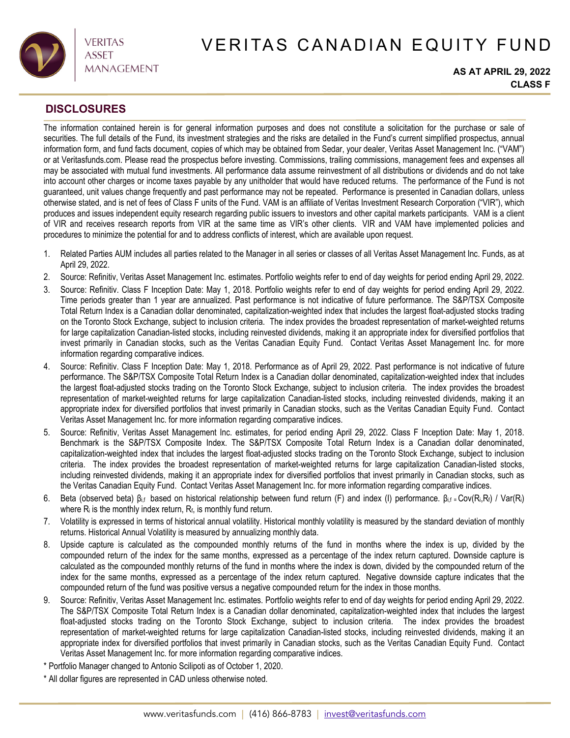# VERITAS CANADIAN EQUITY FUND

**AS AT APRIL 29, 2022**
**CLASS F**

## DISCLOSURES

The information contained herein is for general information purposes and does not constitute a solicitation for the purchase or sale of securities. The full details of the Fund, its investment strategies and the risks are detailed in the Fund's current simplified prospectus, annual information form, and fund facts document, copies of which may be obtained from Sedar, your dealer, Veritas Asset Management Inc. ("VAM") or at Veritasfunds.com. Please read the prospectus before investing. Commissions, trailing commissions, management fees and expenses all may be associated with mutual fund investments. All performance data assume reinvestment of all distributions or dividends and do not take into account other charges or income taxes payable by any unitholder that would have reduced returns. The performance of the Fund is not guaranteed, unit values change frequently and past performance may not be repeated. Performance is presented in Canadian dollars, unless otherwise stated, and is net of fees of Class F units of the Fund. VAM is an affiliate of Veritas Investment Research Corporation ("VIR"), which produces and issues independent equity research regarding public issuers to investors and other capital markets participants. VAM is a client of VIR and receives research reports from VIR at the same time as VIR's other clients. VIR and VAM have implemented policies and procedures to minimize the potential for and to address conflicts of interest, which are available upon request.

1. Related Parties AUM includes all parties related to the Manager in all series or classes of all Veritas Asset Management Inc. Funds, as at April 29, 2022.
2. Source: Refinitiv, Veritas Asset Management Inc. estimates. Portfolio weights refer to end of day weights for period ending April 29, 2022.
3. Source: Refinitiv. Class F Inception Date: May 1, 2018. Portfolio weights refer to end of day weights for period ending April 29, 2022. Time periods greater than 1 year are annualized. Past performance is not indicative of future performance. The S&P/TSX Composite Total Return Index is a Canadian dollar denominated, capitalization-weighted index that includes the largest float-adjusted stocks trading on the Toronto Stock Exchange, subject to inclusion criteria. The index provides the broadest representation of market-weighted returns for large capitalization Canadian-listed stocks, including reinvested dividends, making it an appropriate index for diversified portfolios that invest primarily in Canadian stocks, such as the Veritas Canadian Equity Fund. Contact Veritas Asset Management Inc. for more information regarding comparative indices.
4. Source: Refinitiv. Class F Inception Date: May 1, 2018. Performance as of April 29, 2022. Past performance is not indicative of future performance. The S&P/TSX Composite Total Return Index is a Canadian dollar denominated, capitalization-weighted index that includes the largest float-adjusted stocks trading on the Toronto Stock Exchange, subject to inclusion criteria. The index provides the broadest representation of market-weighted returns for large capitalization Canadian-listed stocks, including reinvested dividends, making it an appropriate index for diversified portfolios that invest primarily in Canadian stocks, such as the Veritas Canadian Equity Fund. Contact Veritas Asset Management Inc. for more information regarding comparative indices.
5. Source: Refinitiv, Veritas Asset Management Inc. estimates, for period ending April 29, 2022. Class F Inception Date: May 1, 2018. Benchmark is the S&P/TSX Composite Index. The S&P/TSX Composite Total Return Index is a Canadian dollar denominated, capitalization-weighted index that includes the largest float-adjusted stocks trading on the Toronto Stock Exchange, subject to inclusion criteria. The index provides the broadest representation of market-weighted returns for large capitalization Canadian-listed stocks, including reinvested dividends, making it an appropriate index for diversified portfolios that invest primarily in Canadian stocks, such as the Veritas Canadian Equity Fund. Contact Veritas Asset Management Inc. for more information regarding comparative indices.
6. Beta (observed beta) $\beta_{i,f}$ based on historical relationship between fund return (F) and index (I) performance. $\beta_{i,f} = Cov(R_i,R_f) / Var(R_i)$ where $R_i$ is the monthly index return, $R_f$, is monthly fund return.
7. Volatility is expressed in terms of historical annual volatility. Historical monthly volatility is measured by the standard deviation of monthly returns. Historical Annual Volatility is measured by annualizing monthly data.
8. Upside capture is calculated as the compounded monthly returns of the fund in months where the index is up, divided by the compounded return of the index for the same months, expressed as a percentage of the index return captured. Downside capture is calculated as the compounded monthly returns of the fund in months where the index is down, divided by the compounded return of the index for the same months, expressed as a percentage of the index return captured. Negative downside capture indicates that the compounded return of the fund was positive versus a negative compounded return for the index in those months.
9. Source: Refinitiv, Veritas Asset Management Inc. estimates. Portfolio weights refer to end of day weights for period ending April 29, 2022. The S&P/TSX Composite Total Return Index is a Canadian dollar denominated, capitalization-weighted index that includes the largest float-adjusted stocks trading on the Toronto Stock Exchange, subject to inclusion criteria. The index provides the broadest representation of market-weighted returns for large capitalization Canadian-listed stocks, including reinvested dividends, making it an appropriate index for diversified portfolios that invest primarily in Canadian stocks, such as the Veritas Canadian Equity Fund. Contact Veritas Asset Management Inc. for more information regarding comparative indices.

\* Portfolio Manager changed to Antonio Scilipoti as of October 1, 2020.

\* All dollar figures are represented in CAD unless otherwise noted.

www.veritasfunds.com | (416) 866-8783 | invest@veritasfunds.com